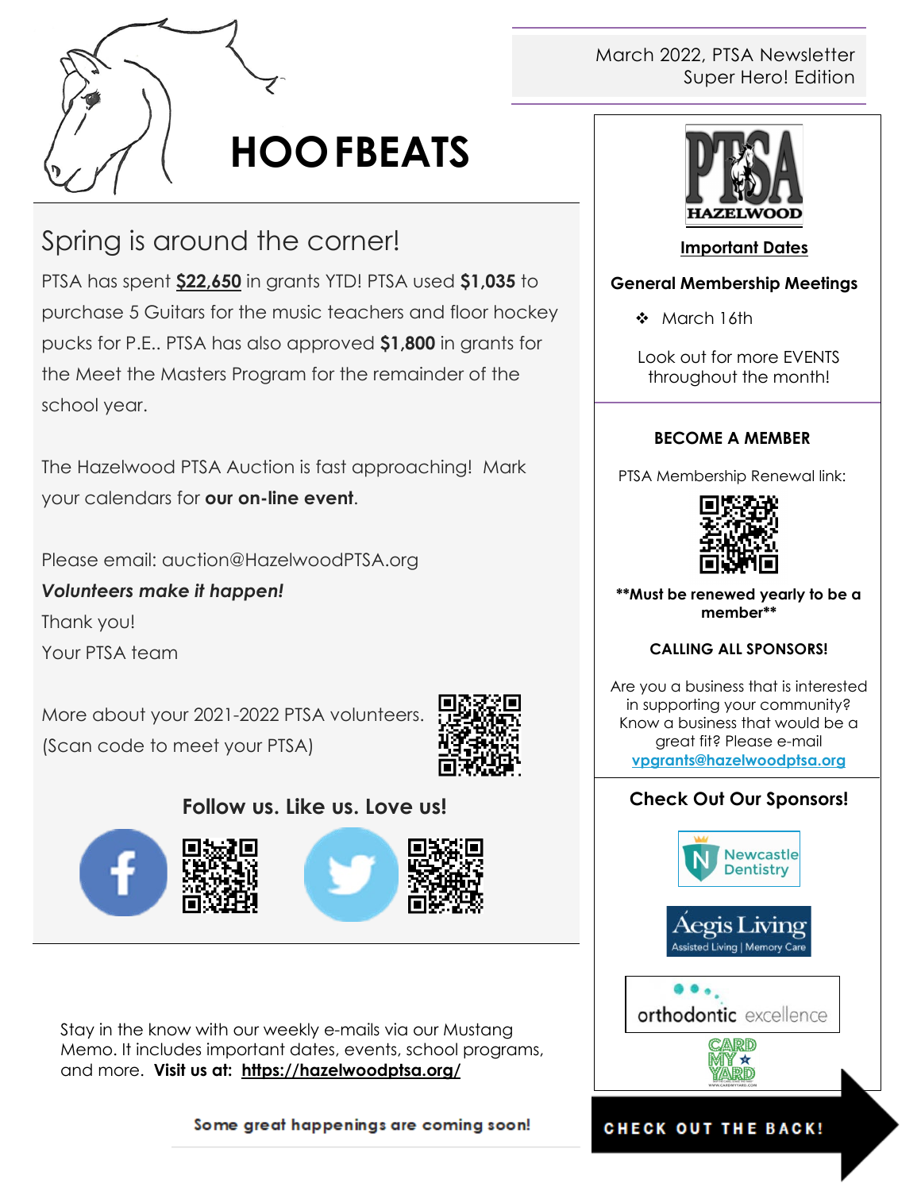# HOOFBEATS

March 2022, PTSA Newsletter
Super Hero! Edition

## Spring is around the corner!

PTSA has spent **$22,650** in grants YTD! PTSA used **$1,035** to purchase 5 Guitars for the music teachers and floor hockey pucks for P.E.. PTSA has also approved **$1,800** in grants for the Meet the Masters Program for the remainder of the school year.

The Hazelwood PTSA Auction is fast approaching! Mark your calendars for **our on-line event**.

Please email: auction@HazelwoodPTSA.org

***Volunteers make it happen!***

Thank you!

Your PTSA team

More about your 2021-2022 PTSA volunteers.
(Scan code to meet your PTSA)

**Follow us. Like us. Love us!**

Stay in the know with our weekly e-mails via our Mustang Memo. It includes important dates, events, school programs, and more. **Visit us at: https://hazelwoodptsa.org/**

**Some great happenings are coming soon!**

PTSA HAZELWOOD

**Important Dates**

**General Membership Meetings**

- March 16th

Look out for more EVENTS throughout the month!

**BECOME A MEMBER**

PTSA Membership Renewal link:

****Must be renewed yearly to be a member****

**CALLING ALL SPONSORS!**

Are you a business that is interested in supporting your community? Know a business that would be a great fit? Please e-mail **vpgrants@hazelwoodptsa.org**

**Check Out Our Sponsors!**

Newcastle Dentistry

Aegis Living
Assisted Living | Memory Care

orthodontic excellence

CARD MY YARD

**CHECK OUT THE BACK!**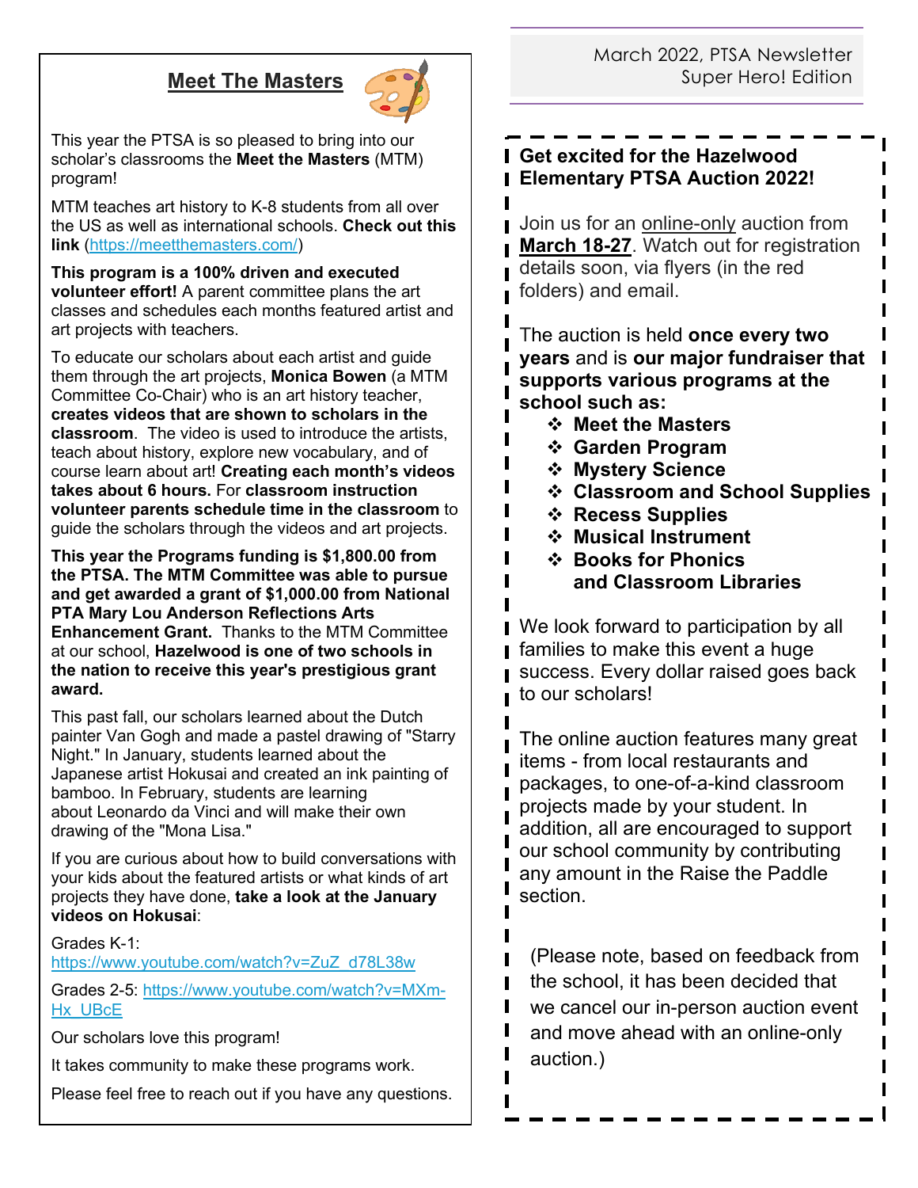March 2022, PTSA Newsletter
Super Hero! Edition

## Meet The Masters

This year the PTSA is so pleased to bring into our scholar's classrooms the **Meet the Masters** (MTM) program!

MTM teaches art history to K-8 students from all over the US as well as international schools. **Check out this link** (https://meetthemasters.com/)

**This program is a 100% driven and executed volunteer effort!** A parent committee plans the art classes and schedules each months featured artist and art projects with teachers.

To educate our scholars about each artist and guide them through the art projects, **Monica Bowen** (a MTM Committee Co-Chair) who is an art history teacher, **creates videos that are shown to scholars in the classroom**. The video is used to introduce the artists, teach about history, explore new vocabulary, and of course learn about art! **Creating each month's videos takes about 6 hours.** For **classroom instruction volunteer parents schedule time in the classroom** to guide the scholars through the videos and art projects.

**This year the Programs funding is $1,800.00 from the PTSA. The MTM Committee was able to pursue and get awarded a grant of $1,000.00 from National PTA Mary Lou Anderson Reflections Arts Enhancement Grant.** Thanks to the MTM Committee at our school, **Hazelwood is one of two schools in the nation to receive this year's prestigious grant award.**

This past fall, our scholars learned about the Dutch painter Van Gogh and made a pastel drawing of "Starry Night." In January, students learned about the Japanese artist Hokusai and created an ink painting of bamboo. In February, students are learning about Leonardo da Vinci and will make their own drawing of the "Mona Lisa."

If you are curious about how to build conversations with your kids about the featured artists or what kinds of art projects they have done, **take a look at the January videos on Hokusai**:

Grades K-1: https://www.youtube.com/watch?v=ZuZ_d78L38w

Grades 2-5: https://www.youtube.com/watch?v=MXm-Hx_UBcE

Our scholars love this program!

It takes community to make these programs work.

Please feel free to reach out if you have any questions.

## Get excited for the Hazelwood Elementary PTSA Auction 2022!

Join us for an online-only auction from **March 18-27**. Watch out for registration details soon, via flyers (in the red folders) and email.

The auction is held **once every two years** and is **our major fundraiser that supports various programs at the school such as:**

- **Meet the Masters**
- **Garden Program**
- **Mystery Science**
- **Classroom and School Supplies**
- **Recess Supplies**
- **Musical Instrument**
- **Books for Phonics and Classroom Libraries**

We look forward to participation by all families to make this event a huge success. Every dollar raised goes back to our scholars!

The online auction features many great items - from local restaurants and packages, to one-of-a-kind classroom projects made by your student. In addition, all are encouraged to support our school community by contributing any amount in the Raise the Paddle section.

(Please note, based on feedback from the school, it has been decided that we cancel our in-person auction event and move ahead with an online-only auction.)